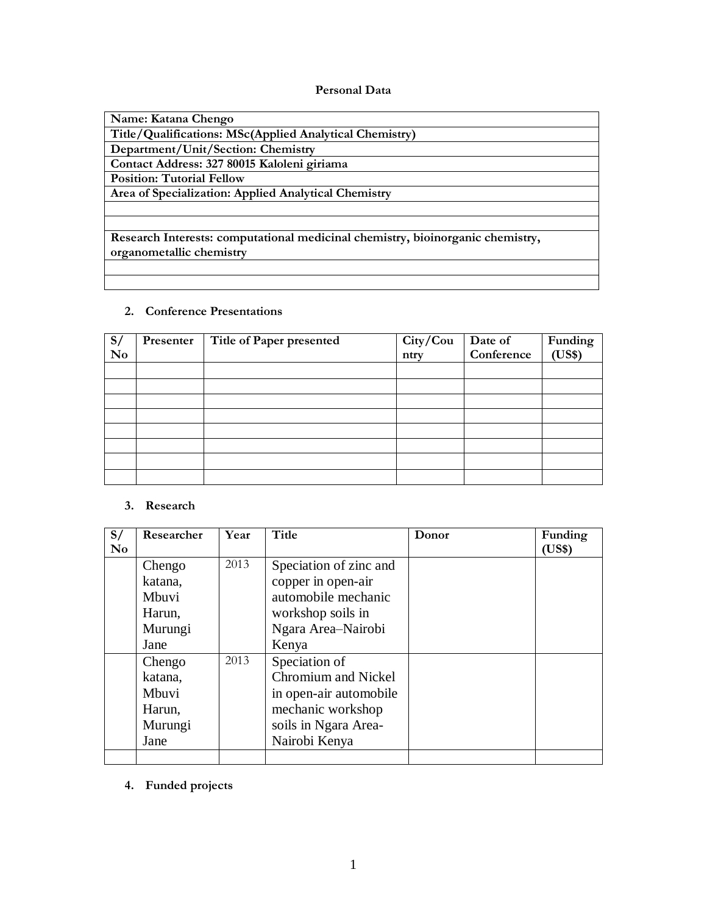**Personal Data**

| Name: Katana Chengo |
|---|
| Title/Qualifications: MSc(Applied Analytical Chemistry) |
| Department/Unit/Section: Chemistry |
| Contact Address: 327 80015 Kaloleni giriama |
| Position: Tutorial Fellow |
| Area of Specialization: Applied Analytical Chemistry |
| |
| |
| Research Interests: computational medicinal chemistry, bioinorganic chemistry, organometallic chemistry |
| |
| |

## 2. Conference Presentations

| S/ No | Presenter | Title of Paper presented | City/Country | Date of Conference | Funding (US$) |
|---|---|---|---|---|---|
| | | | | | |
| | | | | | |
| | | | | | |
| | | | | | |
| | | | | | |
| | | | | | |
| | | | | | |
| | | | | | |

## 3. Research

| S/ No | Researcher | Year | Title | Donor | Funding (US$) |
|---|---|---|---|---|---|
| | Chengo katana, Mbuvi Harun, Murungi Jane | 2013 | Speciation of zinc and copper in open-air automobile mechanic workshop soils in Ngara Area–Nairobi Kenya | | |
| | Chengo katana, Mbuvi Harun, Murungi Jane | 2013 | Speciation of Chromium and Nickel in open-air automobile mechanic workshop soils in Ngara Area-Nairobi Kenya | | |
| | | | | | |

## 4. Funded projects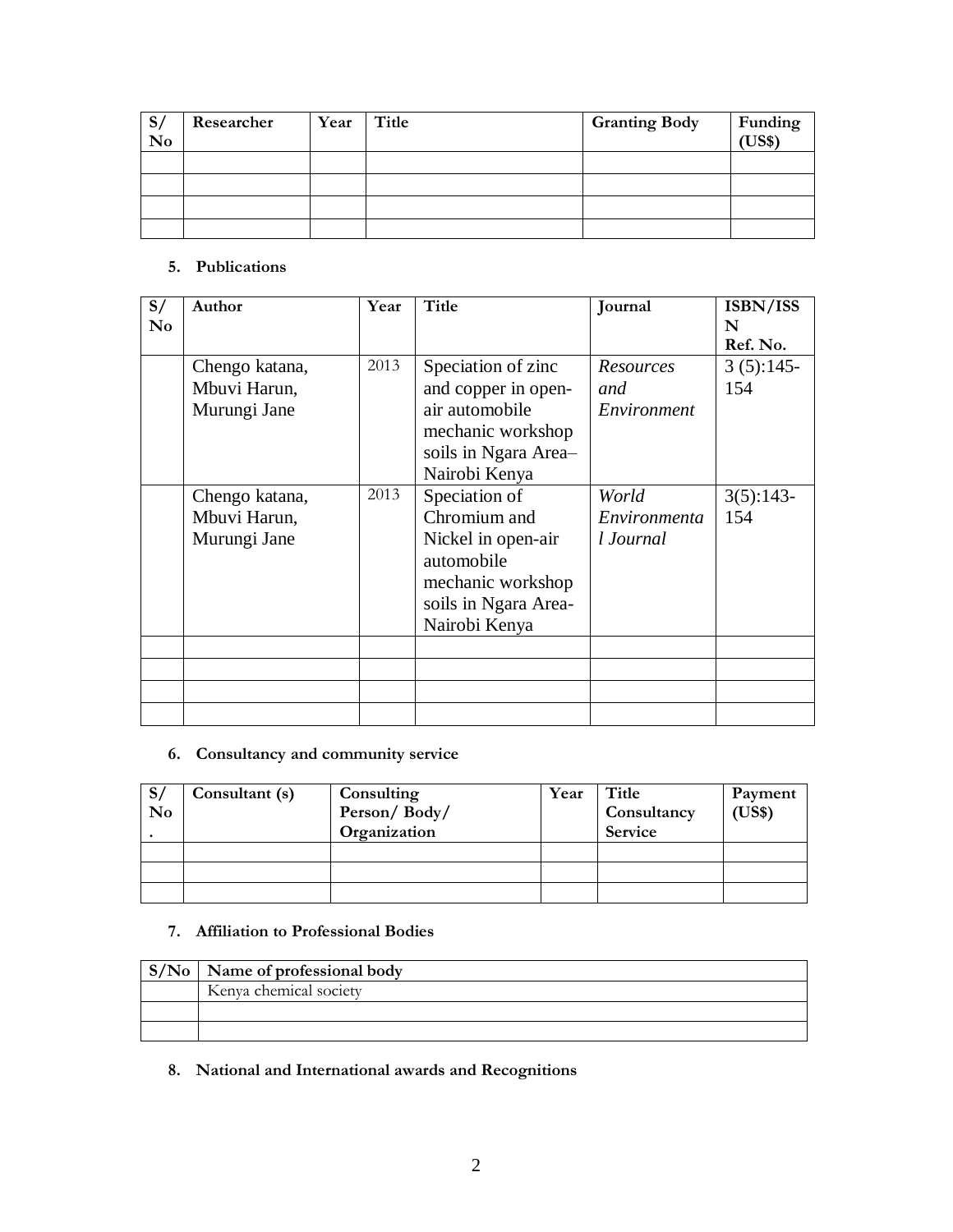| S/ No | Researcher | Year | Title | Granting Body | Funding (US$) |
|---|---|---|---|---|---|
| | | | | | |
| | | | | | |
| | | | | | |
| | | | | | |

**5. Publications**

| S/ No | Author | Year | Title | Journal | ISBN/ISSN Ref. No. |
|---|---|---|---|---|---|
| | Chengo katana, Mbuvi Harun, Murungi Jane | 2013 | Speciation of zinc and copper in open-air automobile mechanic workshop soils in Ngara Area– Nairobi Kenya | *Resources and Environment* | 3 (5):145-154 |
| | Chengo katana, Mbuvi Harun, Murungi Jane | 2013 | Speciation of Chromium and Nickel in open-air automobile mechanic workshop soils in Ngara Area-Nairobi Kenya | *World Environmental Journal* | 3(5):143-154 |
| | | | | | |
| | | | | | |
| | | | | | |
| | | | | | |

**6. Consultancy and community service**

| S/ No. | Consultant (s) | Consulting Person/ Body/ Organization | Year | Title Consultancy Service | Payment (US$) |
|---|---|---|---|---|---|
| | | | | | |
| | | | | | |
| | | | | | |

**7. Affiliation to Professional Bodies**

| S/No | Name of professional body |
|---|---|
| | Kenya chemical society |
| | |
| | |

**8. National and International awards and Recognitions**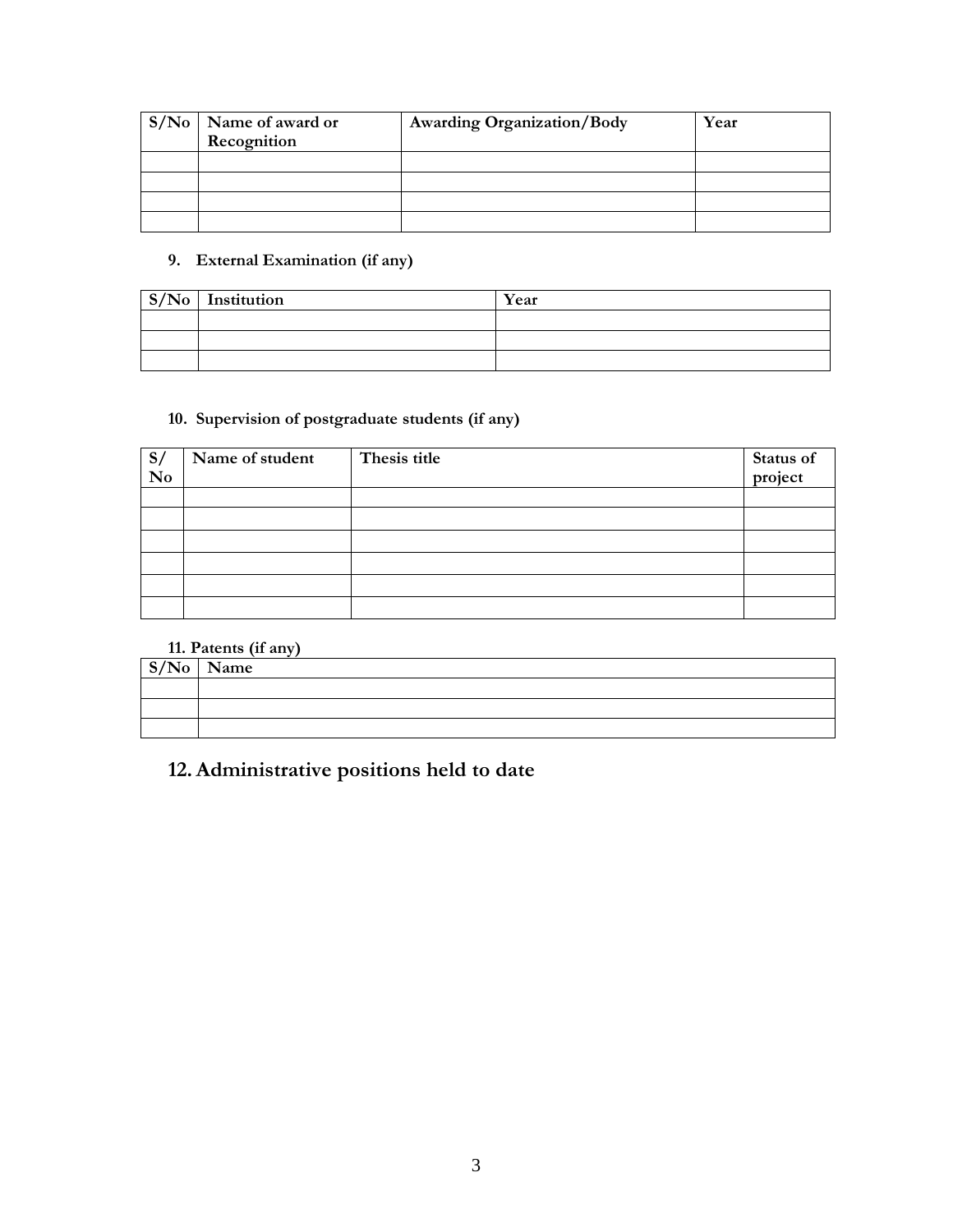| S/No | Name of award or Recognition | Awarding Organization/Body | Year |
|---|---|---|---|
| | | | |
| | | | |
| | | | |
| | | | |

**9. External Examination (if any)**

| S/No | Institution | Year |
|---|---|---|
| | | |
| | | |
| | | |

**10. Supervision of postgraduate students (if any)**

| S/No | Name of student | Thesis title | Status of project |
|---|---|---|---|
| | | | |
| | | | |
| | | | |
| | | | |
| | | | |
| | | | |

**11. Patents (if any)**

| S/No | Name |
|---|---|
| | |
| | |
| | |

## 12. Administrative positions held to date